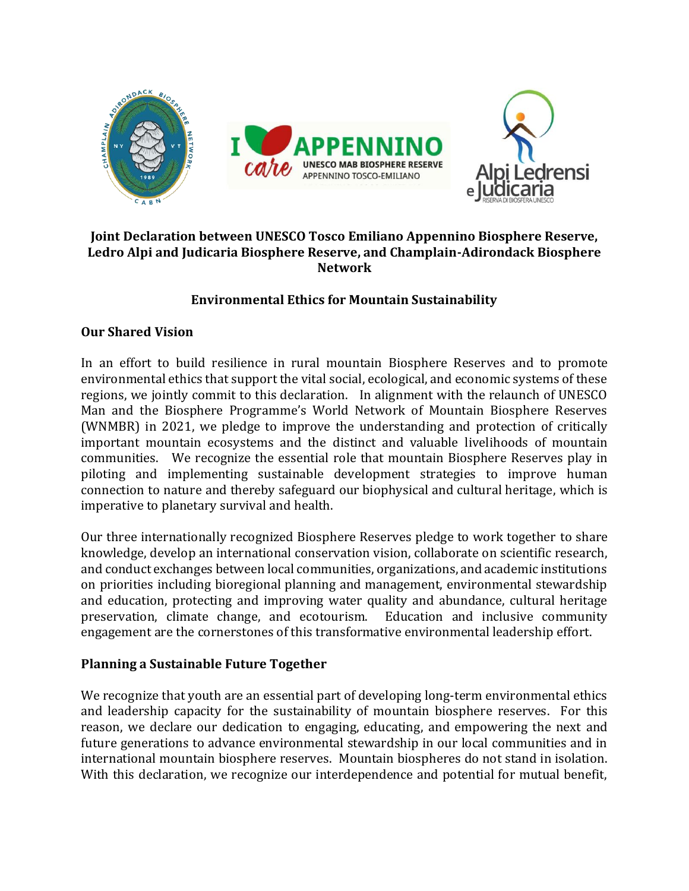**Joint Declaration between UNESCO Tosco Emiliano Appennino Biosphere Reserve, Ledro Alpi and Judicaria Biosphere Reserve, and Champlain-Adirondack Biosphere Network**

## Environmental Ethics for Mountain Sustainability

### Our Shared Vision

In an effort to build resilience in rural mountain Biosphere Reserves and to promote environmental ethics that support the vital social, ecological, and economic systems of these regions, we jointly commit to this declaration. In alignment with the relaunch of UNESCO Man and the Biosphere Programme's World Network of Mountain Biosphere Reserves (WNMBR) in 2021, we pledge to improve the understanding and protection of critically important mountain ecosystems and the distinct and valuable livelihoods of mountain communities. We recognize the essential role that mountain Biosphere Reserves play in piloting and implementing sustainable development strategies to improve human connection to nature and thereby safeguard our biophysical and cultural heritage, which is imperative to planetary survival and health.

Our three internationally recognized Biosphere Reserves pledge to work together to share knowledge, develop an international conservation vision, collaborate on scientific research, and conduct exchanges between local communities, organizations, and academic institutions on priorities including bioregional planning and management, environmental stewardship and education, protecting and improving water quality and abundance, cultural heritage preservation, climate change, and ecotourism. Education and inclusive community engagement are the cornerstones of this transformative environmental leadership effort.

### Planning a Sustainable Future Together

We recognize that youth are an essential part of developing long-term environmental ethics and leadership capacity for the sustainability of mountain biosphere reserves. For this reason, we declare our dedication to engaging, educating, and empowering the next and future generations to advance environmental stewardship in our local communities and in international mountain biosphere reserves. Mountain biospheres do not stand in isolation. With this declaration, we recognize our interdependence and potential for mutual benefit,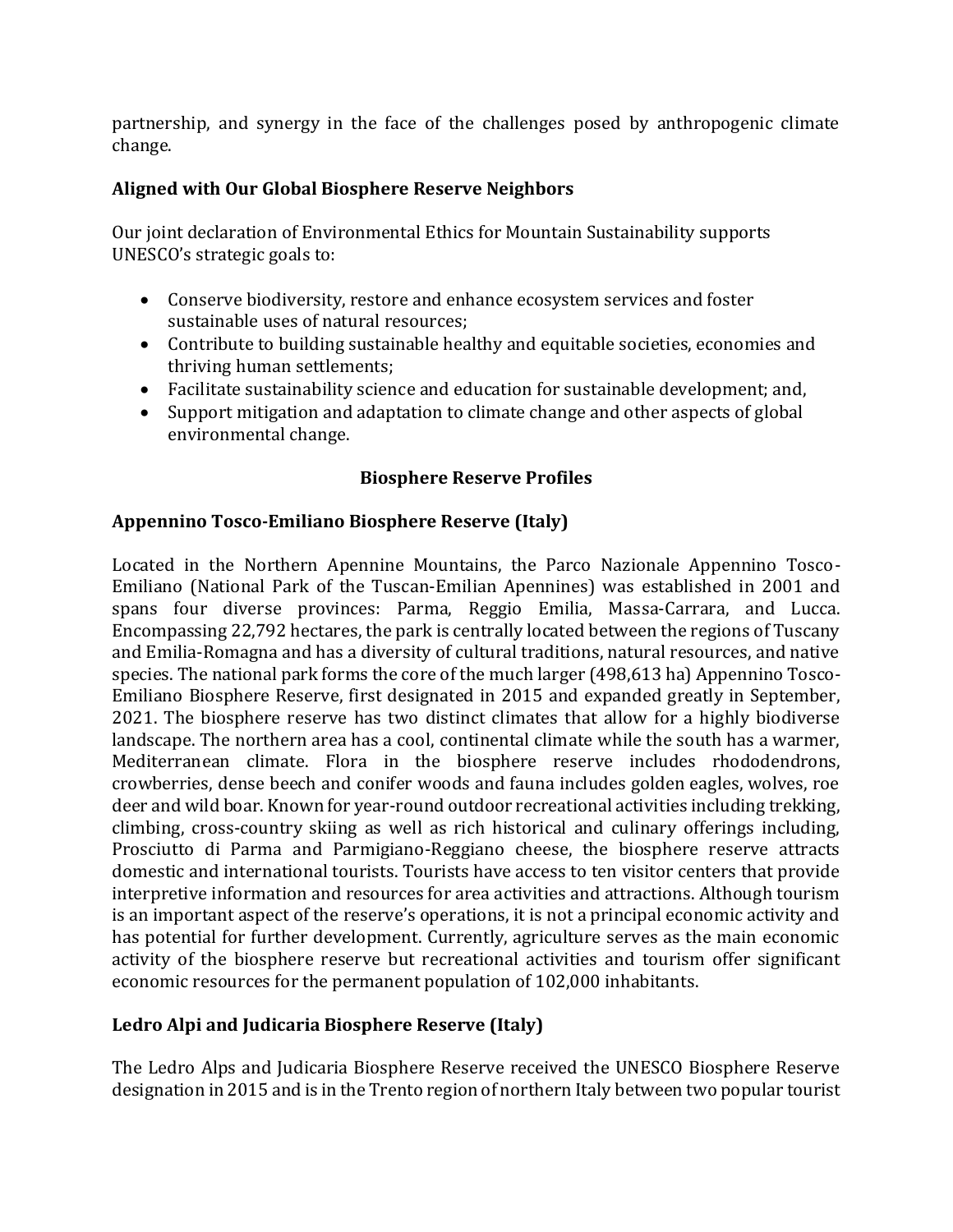partnership, and synergy in the face of the challenges posed by anthropogenic climate change.

### Aligned with Our Global Biosphere Reserve Neighbors

Our joint declaration of Environmental Ethics for Mountain Sustainability supports UNESCO's strategic goals to:

- Conserve biodiversity, restore and enhance ecosystem services and foster sustainable uses of natural resources;
- Contribute to building sustainable healthy and equitable societies, economies and thriving human settlements;
- Facilitate sustainability science and education for sustainable development; and,
- Support mitigation and adaptation to climate change and other aspects of global environmental change.

## Biosphere Reserve Profiles

### Appennino Tosco-Emiliano Biosphere Reserve (Italy)

Located in the Northern Apennine Mountains, the Parco Nazionale Appennino Tosco-Emiliano (National Park of the Tuscan-Emilian Apennines) was established in 2001 and spans four diverse provinces: Parma, Reggio Emilia, Massa-Carrara, and Lucca. Encompassing 22,792 hectares, the park is centrally located between the regions of Tuscany and Emilia-Romagna and has a diversity of cultural traditions, natural resources, and native species. The national park forms the core of the much larger (498,613 ha) Appennino Tosco-Emiliano Biosphere Reserve, first designated in 2015 and expanded greatly in September, 2021. The biosphere reserve has two distinct climates that allow for a highly biodiverse landscape. The northern area has a cool, continental climate while the south has a warmer, Mediterranean climate. Flora in the biosphere reserve includes rhododendrons, crowberries, dense beech and conifer woods and fauna includes golden eagles, wolves, roe deer and wild boar. Known for year-round outdoor recreational activities including trekking, climbing, cross-country skiing as well as rich historical and culinary offerings including, Prosciutto di Parma and Parmigiano-Reggiano cheese, the biosphere reserve attracts domestic and international tourists. Tourists have access to ten visitor centers that provide interpretive information and resources for area activities and attractions. Although tourism is an important aspect of the reserve's operations, it is not a principal economic activity and has potential for further development. Currently, agriculture serves as the main economic activity of the biosphere reserve but recreational activities and tourism offer significant economic resources for the permanent population of 102,000 inhabitants.

### Ledro Alpi and Judicaria Biosphere Reserve (Italy)

The Ledro Alps and Judicaria Biosphere Reserve received the UNESCO Biosphere Reserve designation in 2015 and is in the Trento region of northern Italy between two popular tourist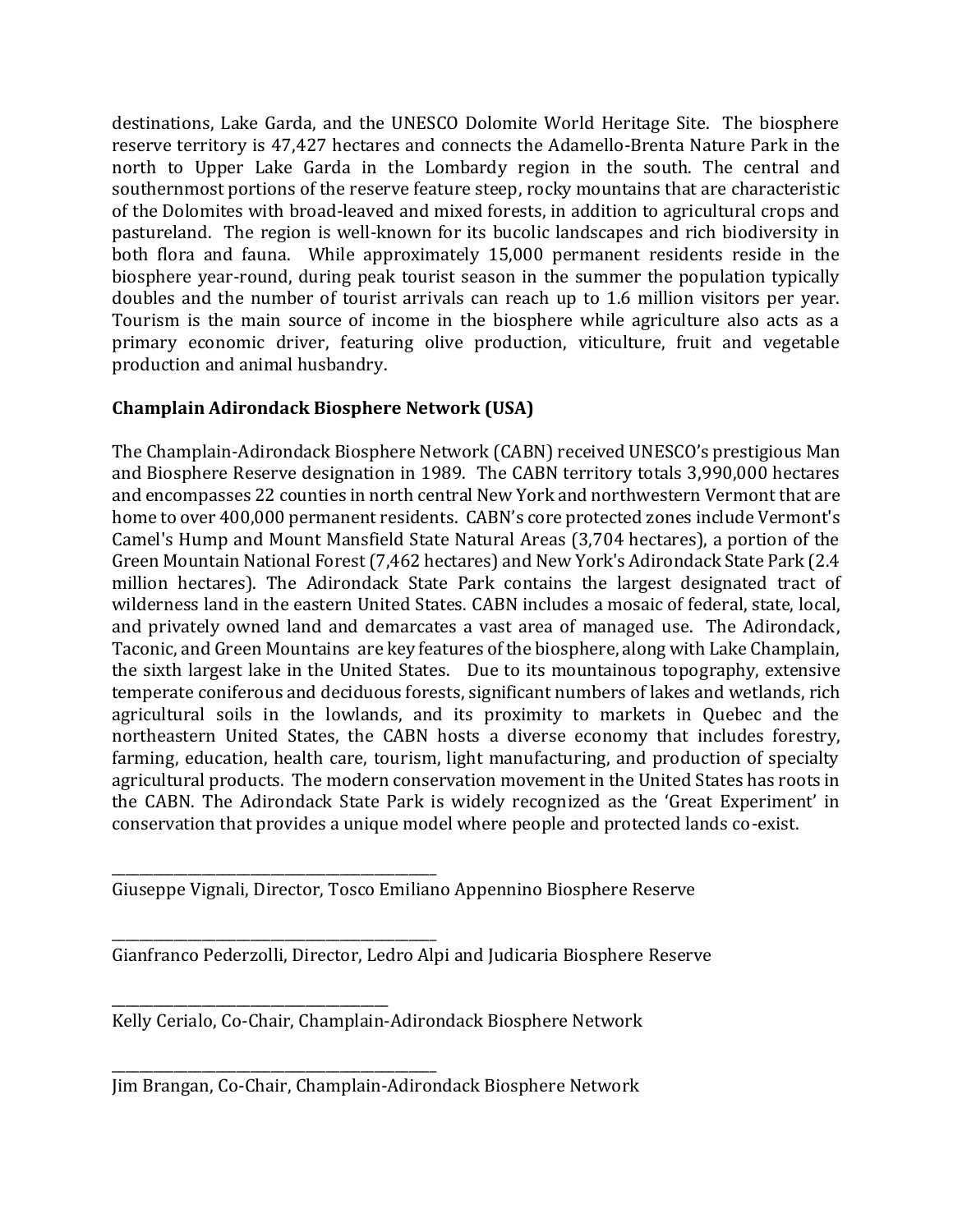destinations, Lake Garda, and the UNESCO Dolomite World Heritage Site. The biosphere reserve territory is 47,427 hectares and connects the Adamello-Brenta Nature Park in the north to Upper Lake Garda in the Lombardy region in the south. The central and southernmost portions of the reserve feature steep, rocky mountains that are characteristic of the Dolomites with broad-leaved and mixed forests, in addition to agricultural crops and pastureland. The region is well-known for its bucolic landscapes and rich biodiversity in both flora and fauna. While approximately 15,000 permanent residents reside in the biosphere year-round, during peak tourist season in the summer the population typically doubles and the number of tourist arrivals can reach up to 1.6 million visitors per year. Tourism is the main source of income in the biosphere while agriculture also acts as a primary economic driver, featuring olive production, viticulture, fruit and vegetable production and animal husbandry.

**Champlain Adirondack Biosphere Network (USA)**

The Champlain-Adirondack Biosphere Network (CABN) received UNESCO's prestigious Man and Biosphere Reserve designation in 1989. The CABN territory totals 3,990,000 hectares and encompasses 22 counties in north central New York and northwestern Vermont that are home to over 400,000 permanent residents. CABN's core protected zones include Vermont's Camel's Hump and Mount Mansfield State Natural Areas (3,704 hectares), a portion of the Green Mountain National Forest (7,462 hectares) and New York's Adirondack State Park (2.4 million hectares). The Adirondack State Park contains the largest designated tract of wilderness land in the eastern United States. CABN includes a mosaic of federal, state, local, and privately owned land and demarcates a vast area of managed use. The Adirondack, Taconic, and Green Mountains are key features of the biosphere, along with Lake Champlain, the sixth largest lake in the United States. Due to its mountainous topography, extensive temperate coniferous and deciduous forests, significant numbers of lakes and wetlands, rich agricultural soils in the lowlands, and its proximity to markets in Quebec and the northeastern United States, the CABN hosts a diverse economy that includes forestry, farming, education, health care, tourism, light manufacturing, and production of specialty agricultural products. The modern conservation movement in the United States has roots in the CABN. The Adirondack State Park is widely recognized as the 'Great Experiment' in conservation that provides a unique model where people and protected lands co-exist.

_______________________________________________

Giuseppe Vignali, Director, Tosco Emiliano Appennino Biosphere Reserve

_______________________________________________

Gianfranco Pederzolli, Director, Ledro Alpi and Judicaria Biosphere Reserve

_______________________________________

Kelly Cerialo, Co-Chair, Champlain-Adirondack Biosphere Network

_______________________________________________

Jim Brangan, Co-Chair, Champlain-Adirondack Biosphere Network